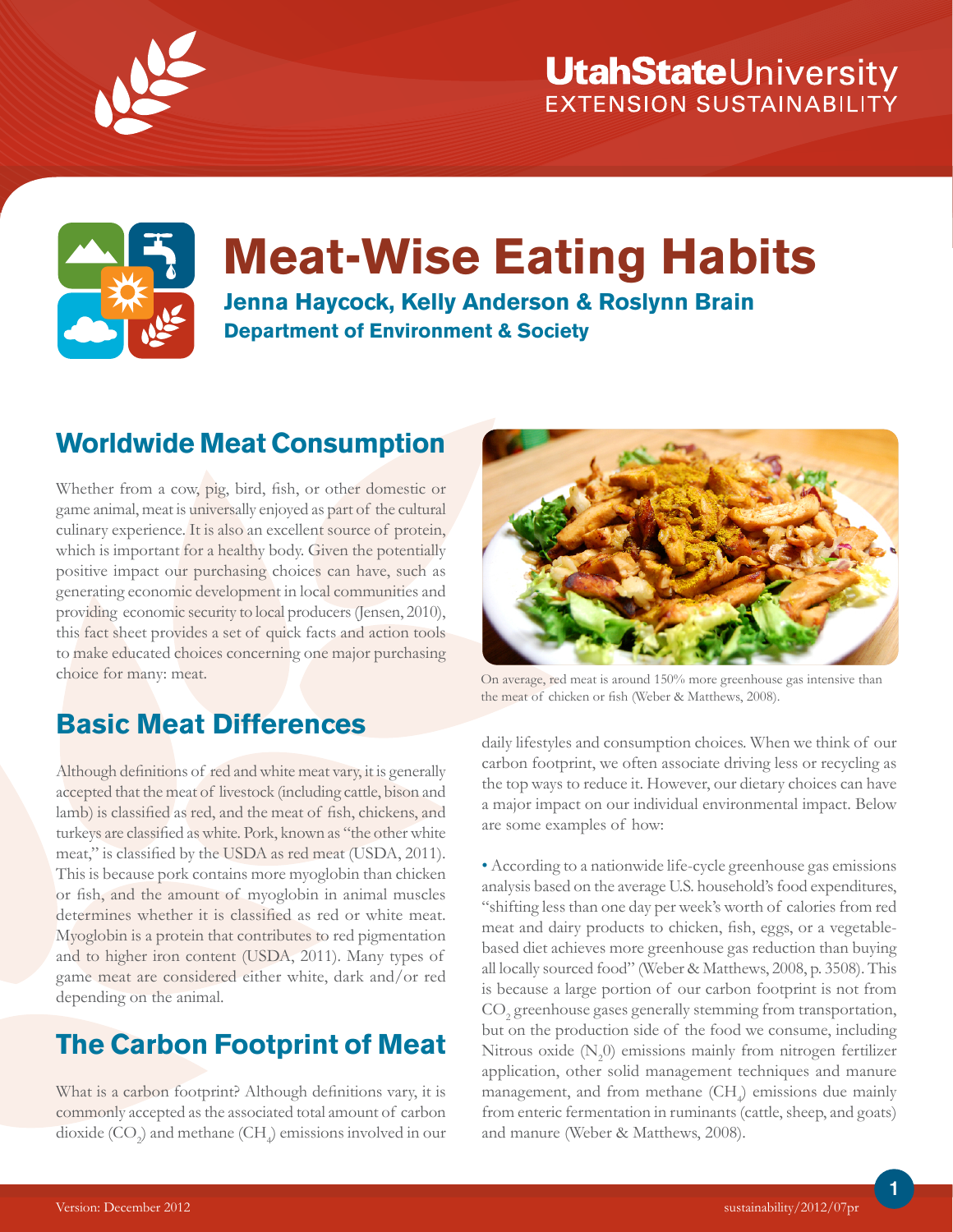Utah State University
EXTENSION SUSTAINABILITY

# Meat-Wise Eating Habits

**Jenna Haycock, Kelly Anderson & Roslynn Brain**
**Department of Environment & Society**

## Worldwide Meat Consumption

Whether from a cow, pig, bird, fish, or other domestic or game animal, meat is universally enjoyed as part of the cultural culinary experience. It is also an excellent source of protein, which is important for a healthy body. Given the potentially positive impact our purchasing choices can have, such as generating economic development in local communities and providing economic security to local producers (Jensen, 2010), this fact sheet provides a set of quick facts and action tools to make educated choices concerning one major purchasing choice for many: meat.

On average, red meat is around 150% more greenhouse gas intensive than the meat of chicken or fish (Weber & Matthews, 2008).

## Basic Meat Differences

Although definitions of red and white meat vary, it is generally accepted that the meat of livestock (including cattle, bison and lamb) is classified as red, and the meat of fish, chickens, and turkeys are classified as white. Pork, known as "the other white meat," is classified by the USDA as red meat (USDA, 2011). This is because pork contains more myoglobin than chicken or fish, and the amount of myoglobin in animal muscles determines whether it is classified as red or white meat. Myoglobin is a protein that contributes to red pigmentation and to higher iron content (USDA, 2011). Many types of game meat are considered either white, dark and/or red depending on the animal.

## The Carbon Footprint of Meat

What is a carbon footprint? Although definitions vary, it is commonly accepted as the associated total amount of carbon dioxide ($CO_2$) and methane ($CH_4$) emissions involved in our daily lifestyles and consumption choices. When we think of our carbon footprint, we often associate driving less or recycling as the top ways to reduce it. However, our dietary choices can have a major impact on our individual environmental impact. Below are some examples of how:

• According to a nationwide life-cycle greenhouse gas emissions analysis based on the average U.S. household's food expenditures, "shifting less than one day per week's worth of calories from red meat and dairy products to chicken, fish, eggs, or a vegetable-based diet achieves more greenhouse gas reduction than buying all locally sourced food" (Weber & Matthews, 2008, p. 3508). This is because a large portion of our carbon footprint is not from $CO_2$ greenhouse gases generally stemming from transportation, but on the production side of the food we consume, including Nitrous oxide ($N_20$) emissions mainly from nitrogen fertilizer application, other solid management techniques and manure management, and from methane ($CH_4$) emissions due mainly from enteric fermentation in ruminants (cattle, sheep, and goats) and manure (Weber & Matthews, 2008).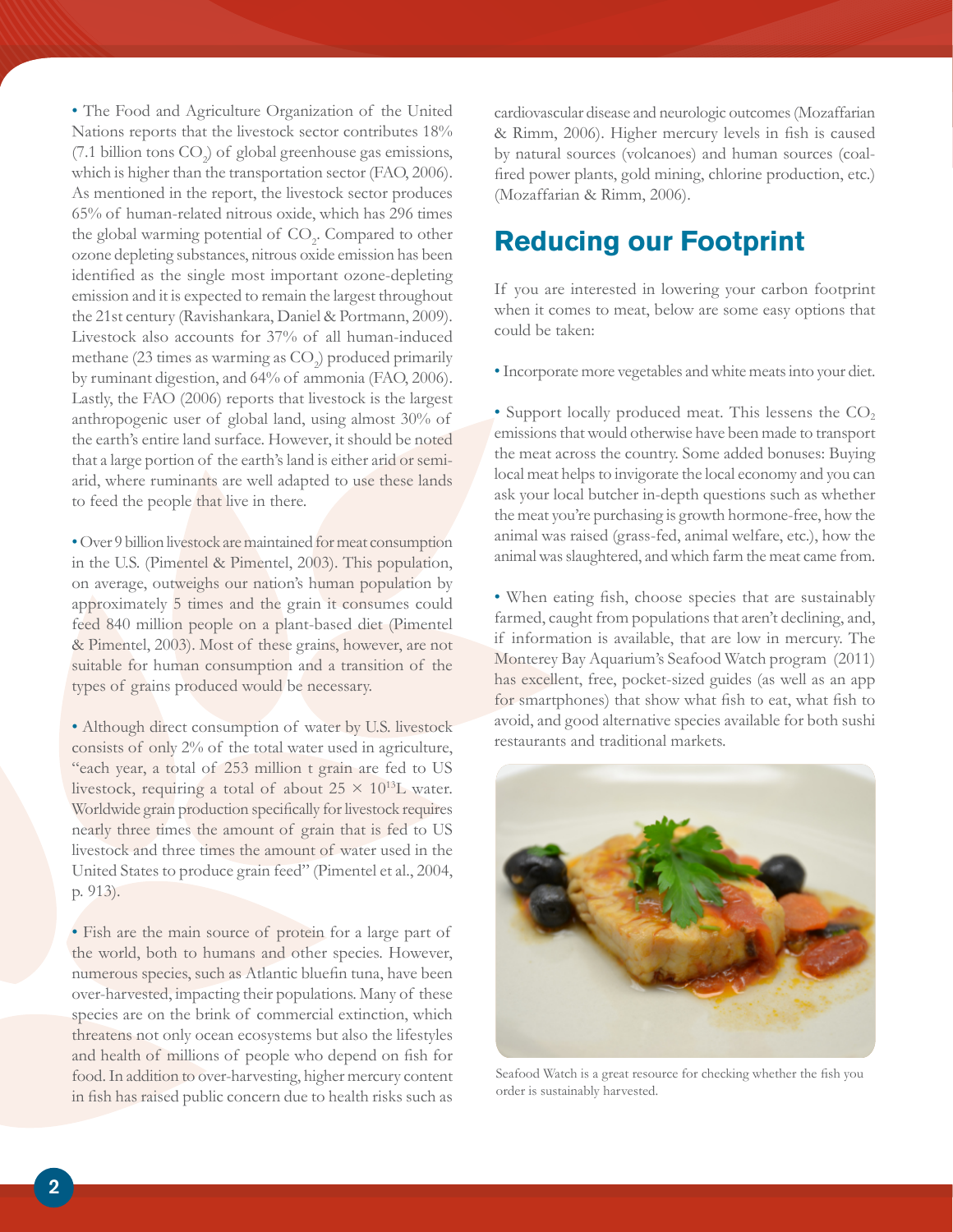• The Food and Agriculture Organization of the United Nations reports that the livestock sector contributes 18% (7.1 billion tons $CO_2$) of global greenhouse gas emissions, which is higher than the transportation sector (FAO, 2006). As mentioned in the report, the livestock sector produces 65% of human-related nitrous oxide, which has 296 times the global warming potential of $CO_2$. Compared to other ozone depleting substances, nitrous oxide emission has been identified as the single most important ozone-depleting emission and it is expected to remain the largest throughout the 21st century (Ravishankara, Daniel & Portmann, 2009). Livestock also accounts for 37% of all human-induced methane (23 times as warming as $CO_2$) produced primarily by ruminant digestion, and 64% of ammonia (FAO, 2006). Lastly, the FAO (2006) reports that livestock is the largest anthropogenic user of global land, using almost 30% of the earth's entire land surface. However, it should be noted that a large portion of the earth's land is either arid or semi-arid, where ruminants are well adapted to use these lands to feed the people that live in there.

• Over 9 billion livestock are maintained for meat consumption in the U.S. (Pimentel & Pimentel, 2003). This population, on average, outweighs our nation's human population by approximately 5 times and the grain it consumes could feed 840 million people on a plant-based diet (Pimentel & Pimentel, 2003). Most of these grains, however, are not suitable for human consumption and a transition of the types of grains produced would be necessary.

• Although direct consumption of water by U.S. livestock consists of only 2% of the total water used in agriculture, "each year, a total of 253 million t grain are fed to US livestock, requiring a total of about $25 \times 10^{13}$L water. Worldwide grain production specifically for livestock requires nearly three times the amount of grain that is fed to US livestock and three times the amount of water used in the United States to produce grain feed" (Pimentel et al., 2004, p. 913).

• Fish are the main source of protein for a large part of the world, both to humans and other species. However, numerous species, such as Atlantic bluefin tuna, have been over-harvested, impacting their populations. Many of these species are on the brink of commercial extinction, which threatens not only ocean ecosystems but also the lifestyles and health of millions of people who depend on fish for food. In addition to over-harvesting, higher mercury content in fish has raised public concern due to health risks such as cardiovascular disease and neurologic outcomes (Mozaffarian & Rimm, 2006). Higher mercury levels in fish is caused by natural sources (volcanoes) and human sources (coal-fired power plants, gold mining, chlorine production, etc.) (Mozaffarian & Rimm, 2006).

## Reducing our Footprint

If you are interested in lowering your carbon footprint when it comes to meat, below are some easy options that could be taken:

• Incorporate more vegetables and white meats into your diet.

• Support locally produced meat. This lessens the $CO_2$ emissions that would otherwise have been made to transport the meat across the country. Some added bonuses: Buying local meat helps to invigorate the local economy and you can ask your local butcher in-depth questions such as whether the meat you're purchasing is growth hormone-free, how the animal was raised (grass-fed, animal welfare, etc.), how the animal was slaughtered, and which farm the meat came from.

• When eating fish, choose species that are sustainably farmed, caught from populations that aren't declining, and, if information is available, that are low in mercury. The Monterey Bay Aquarium's Seafood Watch program (2011) has excellent, free, pocket-sized guides (as well as an app for smartphones) that show what fish to eat, what fish to avoid, and good alternative species available for both sushi restaurants and traditional markets.

Seafood Watch is a great resource for checking whether the fish you order is sustainably harvested.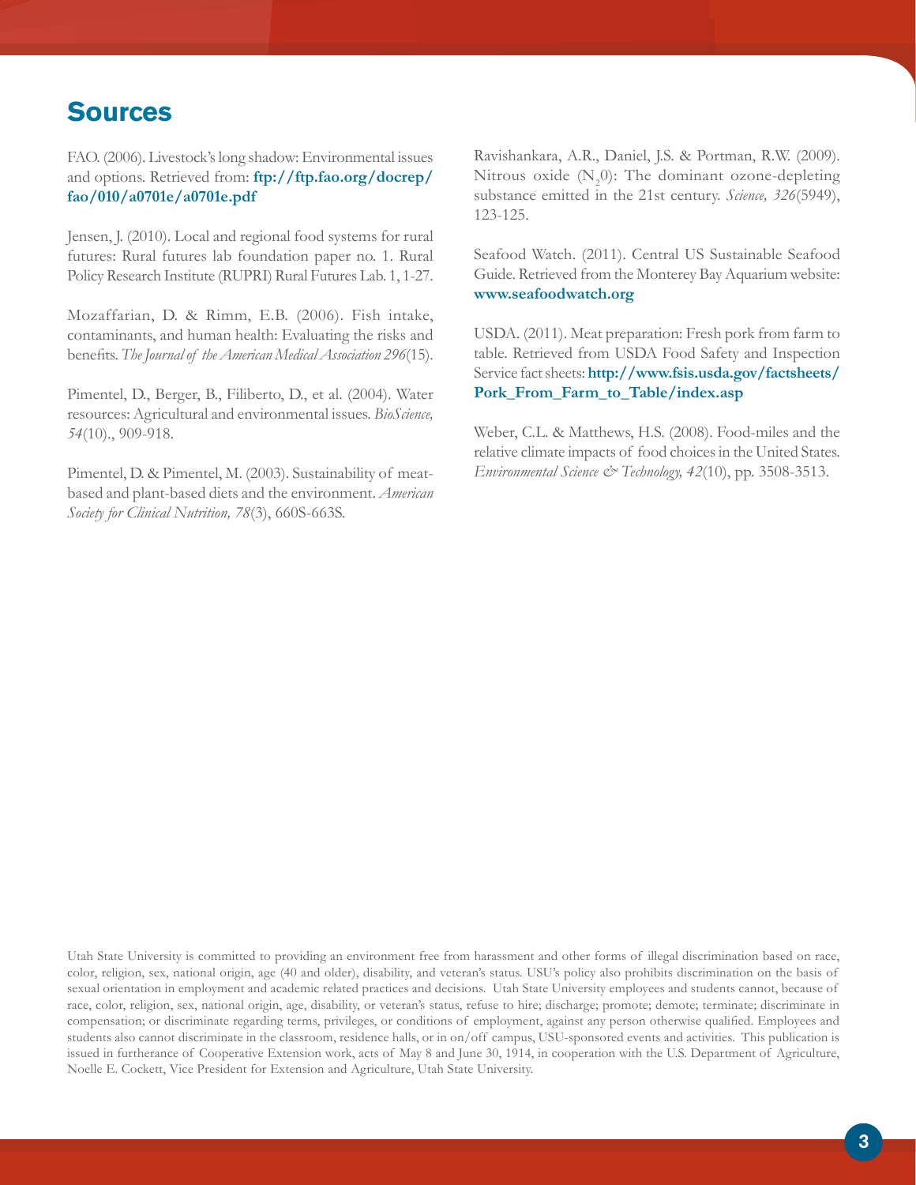## Sources

FAO. (2006). Livestock's long shadow: Environmental issues and options. Retrieved from: **ftp://ftp.fao.org/docrep/fao/010/a0701e/a0701e.pdf**

Jensen, J. (2010). Local and regional food systems for rural futures: Rural futures lab foundation paper no. 1. Rural Policy Research Institute (RUPRI) Rural Futures Lab. 1, 1-27.

Mozaffarian, D. & Rimm, E.B. (2006). Fish intake, contaminants, and human health: Evaluating the risks and benefits. *The Journal of the American Medical Association 296*(15).

Pimentel, D., Berger, B., Filiberto, D., et al. (2004). Water resources: Agricultural and environmental issues. *BioScience, 54*(10)., 909-918.

Pimentel, D. & Pimentel, M. (2003). Sustainability of meat-based and plant-based diets and the environment. *American Society for Clinical Nutrition, 78*(3), 660S-663S.

Ravishankara, A.R., Daniel, J.S. & Portman, R.W. (2009). Nitrous oxide ($N_20$): The dominant ozone-depleting substance emitted in the 21st century. *Science, 326*(5949), 123-125.

Seafood Watch. (2011). Central US Sustainable Seafood Guide. Retrieved from the Monterey Bay Aquarium website: **www.seafoodwatch.org**

USDA. (2011). Meat preparation: Fresh pork from farm to table. Retrieved from USDA Food Safety and Inspection Service fact sheets: **http://www.fsis.usda.gov/factsheets/Pork_From_Farm_to_Table/index.asp**

Weber, C.L. & Matthews, H.S. (2008). Food-miles and the relative climate impacts of food choices in the United States. *Environmental Science & Technology, 42*(10), pp. 3508-3513.

Utah State University is committed to providing an environment free from harassment and other forms of illegal discrimination based on race, color, religion, sex, national origin, age (40 and older), disability, and veteran's status. USU's policy also prohibits discrimination on the basis of sexual orientation in employment and academic related practices and decisions. Utah State University employees and students cannot, because of race, color, religion, sex, national origin, age, disability, or veteran's status, refuse to hire; discharge; promote; demote; terminate; discriminate in compensation; or discriminate regarding terms, privileges, or conditions of employment, against any person otherwise qualified. Employees and students also cannot discriminate in the classroom, residence halls, or in on/off campus, USU-sponsored events and activities. This publication is issued in furtherance of Cooperative Extension work, acts of May 8 and June 30, 1914, in cooperation with the U.S. Department of Agriculture, Noelle E. Cockett, Vice President for Extension and Agriculture, Utah State University.